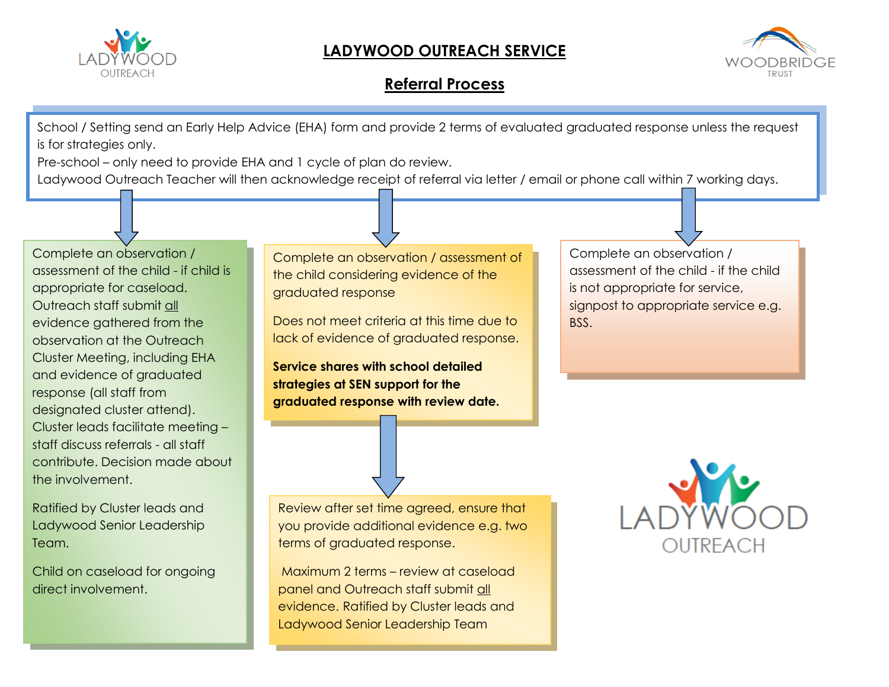# LADYWOOD OUTREACH SERVICE

## Referral Process

School / Setting send an Early Help Advice (EHA) form and provide 2 terms of evaluated graduated response unless the request is for strategies only.
Pre-school – only need to provide EHA and 1 cycle of plan do review.
Ladywood Outreach Teacher will then acknowledge receipt of referral via letter / email or phone call within 7 working days.

Complete an observation / assessment of the child - if child is appropriate for caseload. Outreach staff submit all evidence gathered from the observation at the Outreach Cluster Meeting, including EHA and evidence of graduated response (all staff from designated cluster attend). Cluster leads facilitate meeting – staff discuss referrals - all staff contribute. Decision made about the involvement.

Ratified by Cluster leads and Ladywood Senior Leadership Team.

Child on caseload for ongoing direct involvement.

Complete an observation / assessment of the child considering evidence of the graduated response

Does not meet criteria at this time due to lack of evidence of graduated response.

**Service shares with school detailed strategies at SEN support for the graduated response with review date.**

Review after set time agreed, ensure that you provide additional evidence e.g. two terms of graduated response.

Maximum 2 terms – review at caseload panel and Outreach staff submit all evidence. Ratified by Cluster leads and Ladywood Senior Leadership Team

Complete an observation / assessment of the child - if the child is not appropriate for service, signpost to appropriate service e.g. BSS.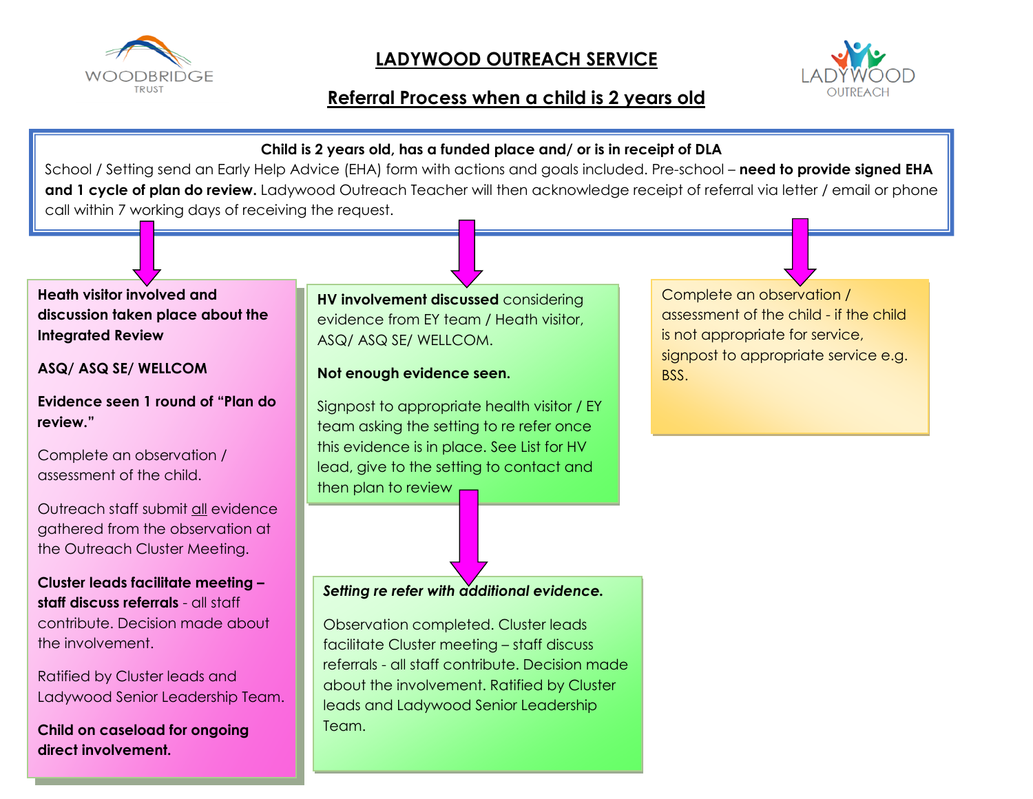# LADYWOOD OUTREACH SERVICE

## Referral Process when a child is 2 years old

**Child is 2 years old, has a funded place and/ or is in receipt of DLA**

School / Setting send an Early Help Advice (EHA) form with actions and goals included. Pre-school – **need to provide signed EHA and 1 cycle of plan do review.** Ladywood Outreach Teacher will then acknowledge receipt of referral via letter / email or phone call within 7 working days of receiving the request.

**Heath visitor involved and discussion taken place about the Integrated Review**

**ASQ/ ASQ SE/ WELLCOM**

**Evidence seen 1 round of "Plan do review."**

Complete an observation / assessment of the child.

Outreach staff submit all evidence gathered from the observation at the Outreach Cluster Meeting.

**Cluster leads facilitate meeting – staff discuss referrals** - all staff contribute. Decision made about the involvement.

Ratified by Cluster leads and Ladywood Senior Leadership Team.

**Child on caseload for ongoing direct involvement.**

---

**HV involvement discussed** considering evidence from EY team / Heath visitor, ASQ/ ASQ SE/ WELLCOM.

**Not enough evidence seen.**

Signpost to appropriate health visitor / EY team asking the setting to re refer once this evidence is in place. See List for HV lead, give to the setting to contact and then plan to review

***Setting re refer with additional evidence.***

Observation completed. Cluster leads facilitate Cluster meeting – staff discuss referrals - all staff contribute. Decision made about the involvement. Ratified by Cluster leads and Ladywood Senior Leadership Team.

---

Complete an observation / assessment of the child - if the child is not appropriate for service, signpost to appropriate service e.g. BSS.